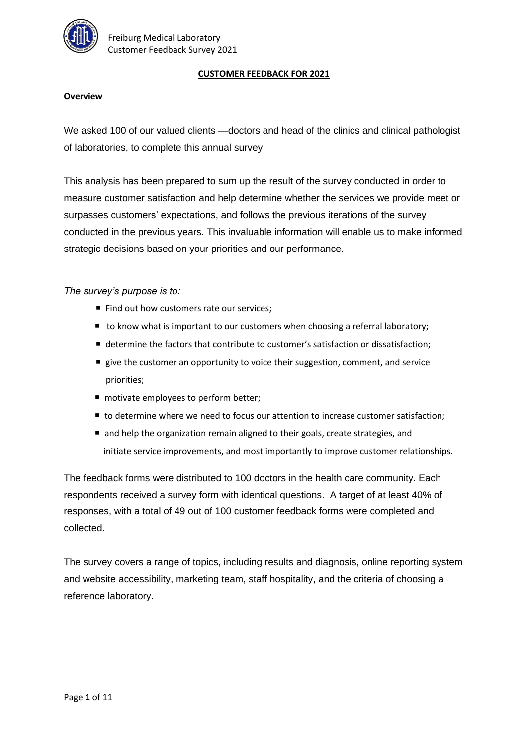# CUSTOMER FEEDBACK FOR 2021

## Overview

We asked 100 of our valued clients —doctors and head of the clinics and clinical pathologist of laboratories, to complete this annual survey.

This analysis has been prepared to sum up the result of the survey conducted in order to measure customer satisfaction and help determine whether the services we provide meet or surpasses customers' expectations, and follows the previous iterations of the survey conducted in the previous years. This invaluable information will enable us to make informed strategic decisions based on your priorities and our performance.

*The survey's purpose is to:*

- Find out how customers rate our services;
- to know what is important to our customers when choosing a referral laboratory;
- determine the factors that contribute to customer's satisfaction or dissatisfaction;
- give the customer an opportunity to voice their suggestion, comment, and service priorities;
- motivate employees to perform better;
- to determine where we need to focus our attention to increase customer satisfaction;
- and help the organization remain aligned to their goals, create strategies, and initiate service improvements, and most importantly to improve customer relationships.

The feedback forms were distributed to 100 doctors in the health care community. Each respondents received a survey form with identical questions. A target of at least 40% of responses, with a total of 49 out of 100 customer feedback forms were completed and collected.

The survey covers a range of topics, including results and diagnosis, online reporting system and website accessibility, marketing team, staff hospitality, and the criteria of choosing a reference laboratory.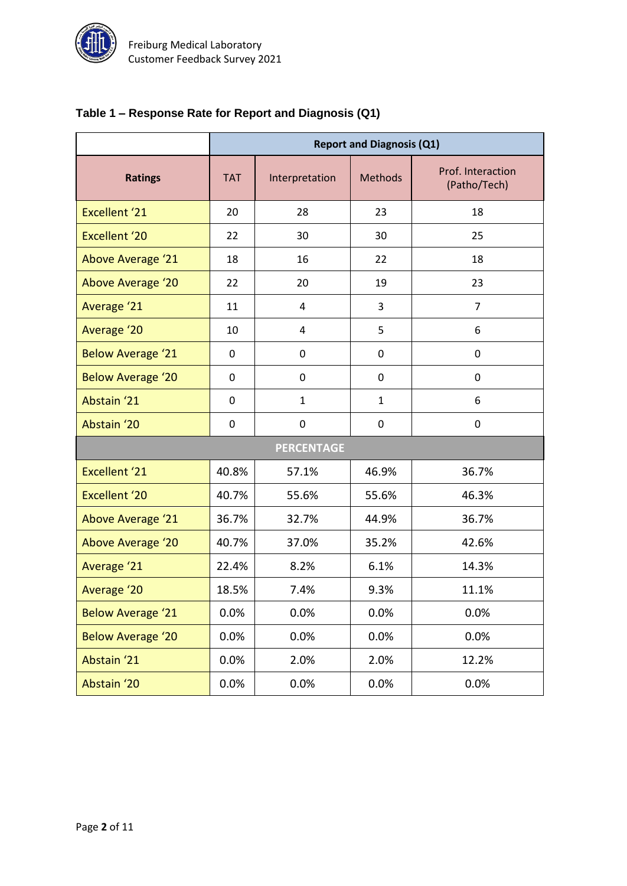### Table 1 – Response Rate for Report and Diagnosis (Q1)

| | Report and Diagnosis (Q1) | | | |
|---|---|---|---|---|
| **Ratings** | TAT | Interpretation | Methods | Prof. Interaction (Patho/Tech) |
| Excellent '21 | 20 | 28 | 23 | 18 |
| Excellent '20 | 22 | 30 | 30 | 25 |
| Above Average '21 | 18 | 16 | 22 | 18 |
| Above Average '20 | 22 | 20 | 19 | 23 |
| Average '21 | 11 | 4 | 3 | 7 |
| Average '20 | 10 | 4 | 5 | 6 |
| Below Average '21 | 0 | 0 | 0 | 0 |
| Below Average '20 | 0 | 0 | 0 | 0 |
| Abstain '21 | 0 | 1 | 1 | 6 |
| Abstain '20 | 0 | 0 | 0 | 0 |
| **PERCENTAGE** | | | | |
| Excellent '21 | 40.8% | 57.1% | 46.9% | 36.7% |
| Excellent '20 | 40.7% | 55.6% | 55.6% | 46.3% |
| Above Average '21 | 36.7% | 32.7% | 44.9% | 36.7% |
| Above Average '20 | 40.7% | 37.0% | 35.2% | 42.6% |
| Average '21 | 22.4% | 8.2% | 6.1% | 14.3% |
| Average '20 | 18.5% | 7.4% | 9.3% | 11.1% |
| Below Average '21 | 0.0% | 0.0% | 0.0% | 0.0% |
| Below Average '20 | 0.0% | 0.0% | 0.0% | 0.0% |
| Abstain '21 | 0.0% | 2.0% | 2.0% | 12.2% |
| Abstain '20 | 0.0% | 0.0% | 0.0% | 0.0% |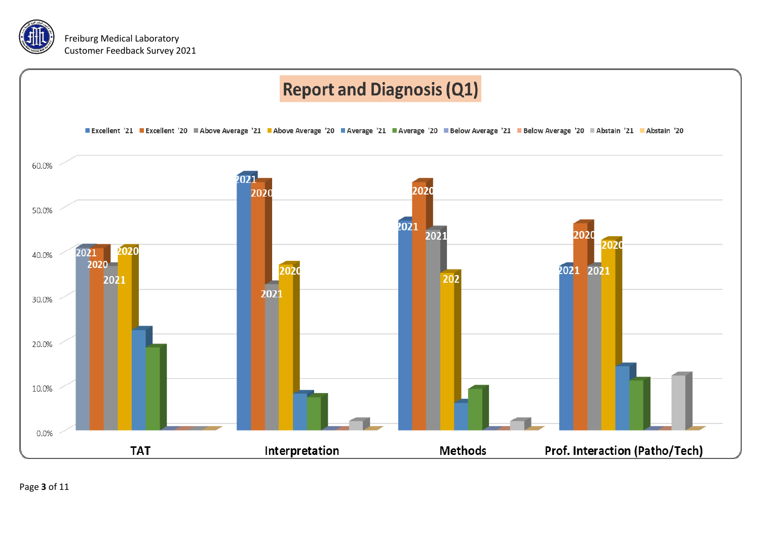Freiburg Medical Laboratory
Customer Feedback Survey 2021

# Report and Diagnosis (Q1)

Excellent '21
Excellent '20
Above Average '21
Above Average '20
Average '21
Average '20
Below Average '21
Below Average '20
Abstain '21
Abstain '20

60.0%
50.0%
40.0%
30.0%
20.0%
10.0%
0.0%

2021
2020
2020
2021

2021
2020
2020
2021

2021
2020
2021
202

2021
2020
2021
2020

TAT
Interpretation
Methods
Prof. Interaction (Patho/Tech)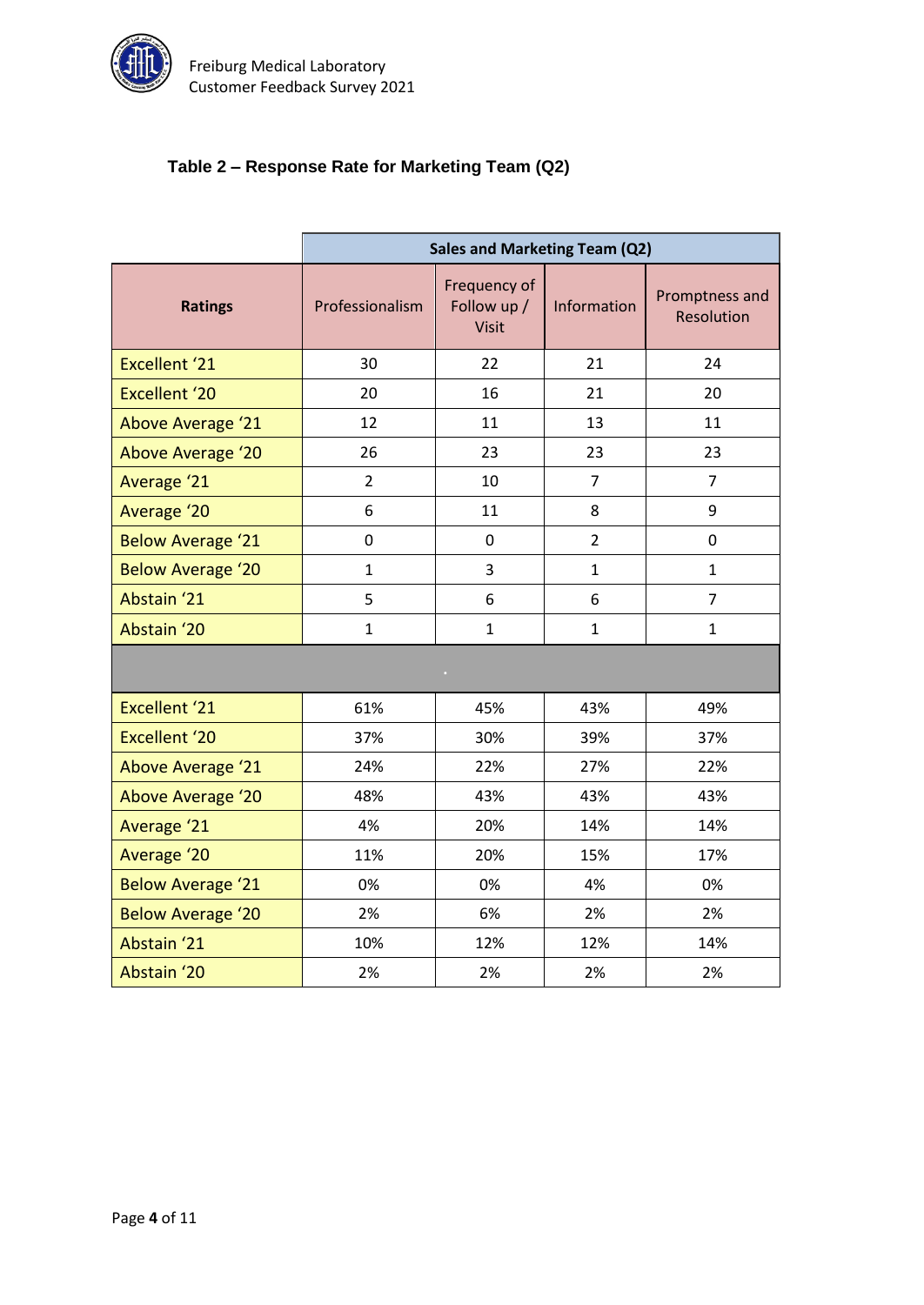### Table 2 – Response Rate for Marketing Team (Q2)

| | Sales and Marketing Team (Q2) | | | |
|---|---|---|---|---|
| **Ratings** | Professionalism | Frequency of Follow up / Visit | Information | Promptness and Resolution |
| Excellent ‘21 | 30 | 22 | 21 | 24 |
| Excellent ‘20 | 20 | 16 | 21 | 20 |
| Above Average ‘21 | 12 | 11 | 13 | 11 |
| Above Average ‘20 | 26 | 23 | 23 | 23 |
| Average ‘21 | 2 | 10 | 7 | 7 |
| Average ‘20 | 6 | 11 | 8 | 9 |
| Below Average ‘21 | 0 | 0 | 2 | 0 |
| Below Average ‘20 | 1 | 3 | 1 | 1 |
| Abstain ‘21 | 5 | 6 | 6 | 7 |
| Abstain ‘20 | 1 | 1 | 1 | 1 |
| | | | | |
| Excellent ‘21 | 61% | 45% | 43% | 49% |
| Excellent ‘20 | 37% | 30% | 39% | 37% |
| Above Average ‘21 | 24% | 22% | 27% | 22% |
| Above Average ‘20 | 48% | 43% | 43% | 43% |
| Average ‘21 | 4% | 20% | 14% | 14% |
| Average ‘20 | 11% | 20% | 15% | 17% |
| Below Average ‘21 | 0% | 0% | 4% | 0% |
| Below Average ‘20 | 2% | 6% | 2% | 2% |
| Abstain ‘21 | 10% | 12% | 12% | 14% |
| Abstain ‘20 | 2% | 2% | 2% | 2% |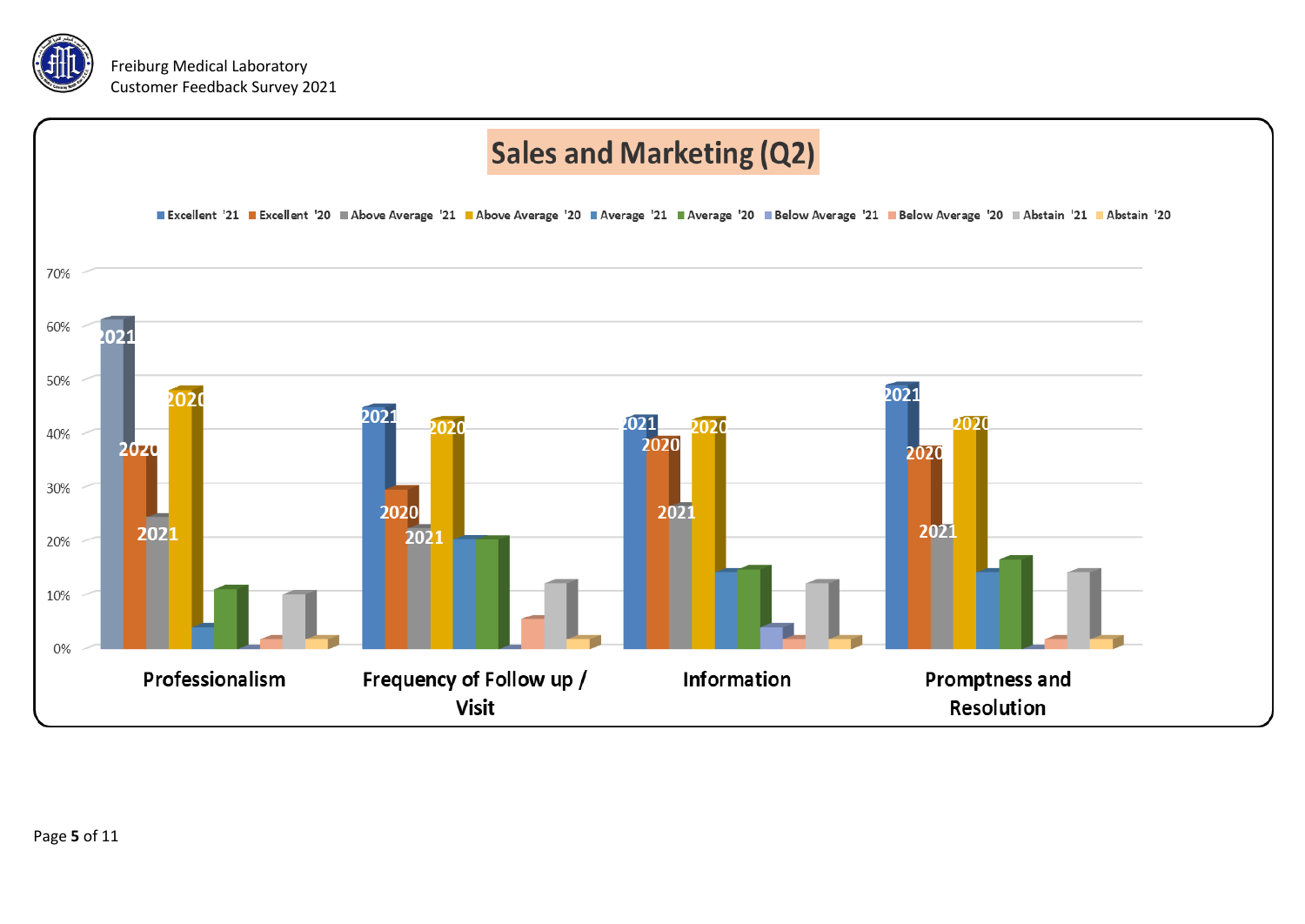Freiburg Medical Laboratory
Customer Feedback Survey 2021

## Sales and Marketing (Q2)

Excellent '21
Excellent '20
Above Average '21
Above Average '20
Average '21
Average '20
Below Average '21
Below Average '20
Abstain '21
Abstain '20

70%
60%
50%
40%
30%
20%
10%
0%

2021
2020
2020
2021
2021
2020
2020
2021
2021
2020
2020
2021
2021
2020
2020
2021

Professionalism
Frequency of Follow up / Visit
Information
Promptness and Resolution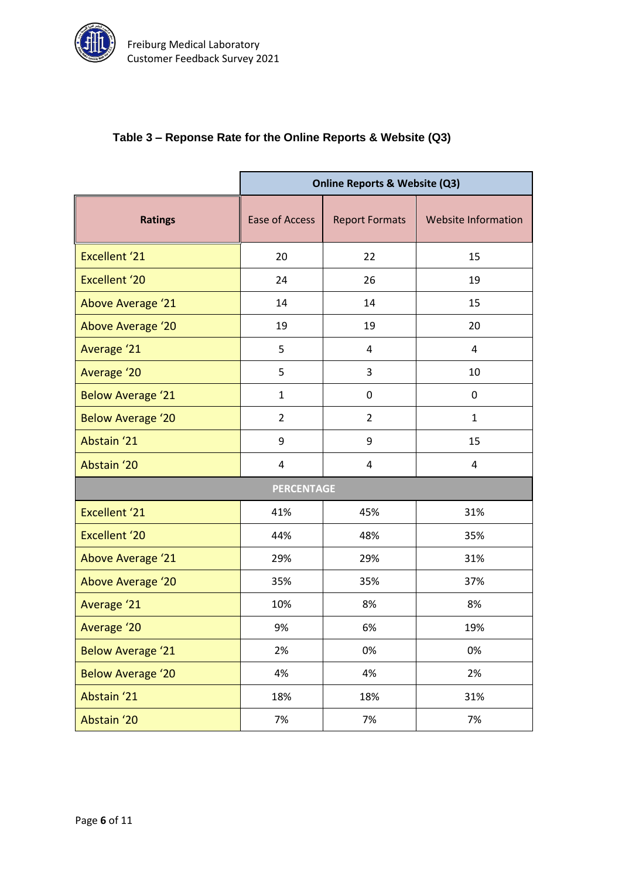**Table 3 – Reponse Rate for the Online Reports & Website (Q3)**

| | Online Reports & Website (Q3) | | |
|---|---|---|---|
| **Ratings** | Ease of Access | Report Formats | Website Information |
| Excellent '21 | 20 | 22 | 15 |
| Excellent '20 | 24 | 26 | 19 |
| Above Average '21 | 14 | 14 | 15 |
| Above Average '20 | 19 | 19 | 20 |
| Average '21 | 5 | 4 | 4 |
| Average '20 | 5 | 3 | 10 |
| Below Average '21 | 1 | 0 | 0 |
| Below Average '20 | 2 | 2 | 1 |
| Abstain '21 | 9 | 9 | 15 |
| Abstain '20 | 4 | 4 | 4 |
| **PERCENTAGE** | | | |
| Excellent '21 | 41% | 45% | 31% |
| Excellent '20 | 44% | 48% | 35% |
| Above Average '21 | 29% | 29% | 31% |
| Above Average '20 | 35% | 35% | 37% |
| Average '21 | 10% | 8% | 8% |
| Average '20 | 9% | 6% | 19% |
| Below Average '21 | 2% | 0% | 0% |
| Below Average '20 | 4% | 4% | 2% |
| Abstain '21 | 18% | 18% | 31% |
| Abstain '20 | 7% | 7% | 7% |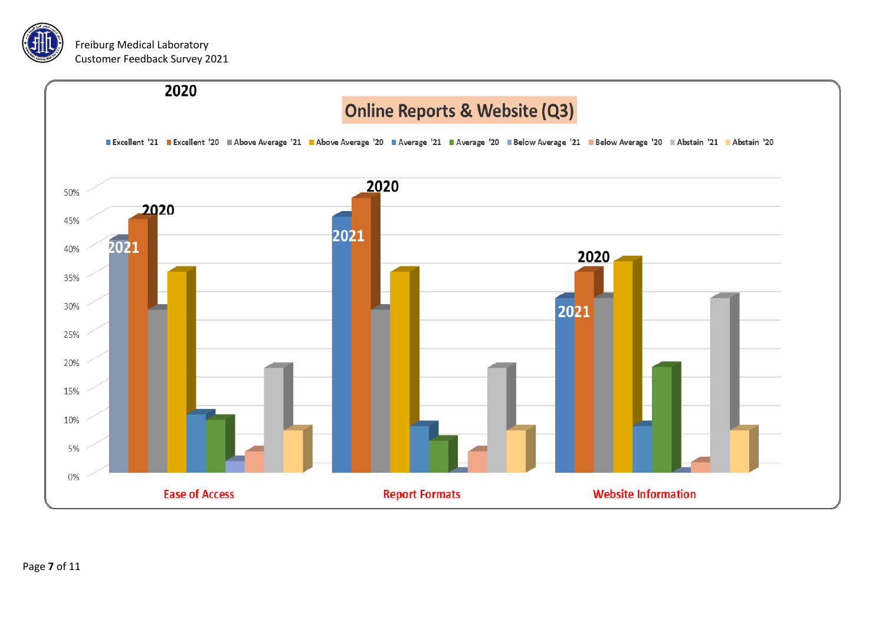2020

## Online Reports & Website (Q3)

Excellent '21, Excellent '20, Above Average '21, Above Average '20, Average '21, Average '20, Below Average '21, Below Average '20, Abstain '21, Abstain '20

50%
45%
40%
35%
30%
25%
20%
15%
10%
5%
0%

2020
2021

2020
2021

2020
2021

Ease of Access

Report Formats

Website Information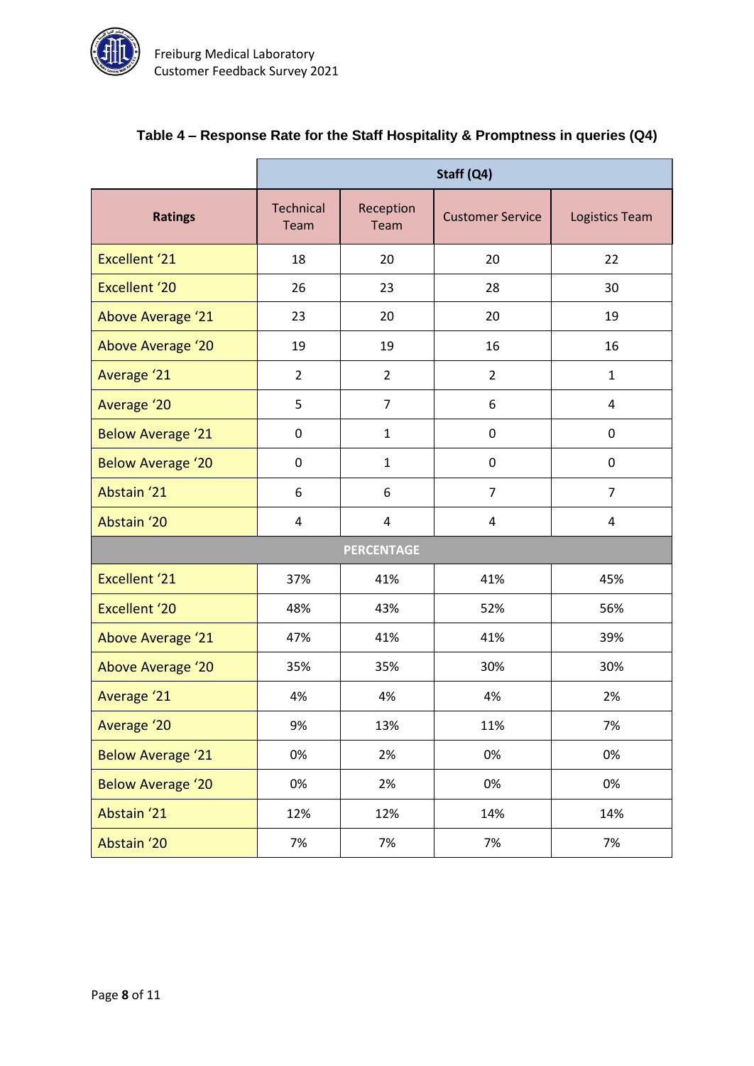**Table 4 – Response Rate for the Staff Hospitality & Promptness in queries (Q4)**

| | Staff (Q4) | | | |
|---|---|---|---|---|
| **Ratings** | Technical Team | Reception Team | Customer Service | Logistics Team |
| Excellent '21 | 18 | 20 | 20 | 22 |
| Excellent '20 | 26 | 23 | 28 | 30 |
| Above Average '21 | 23 | 20 | 20 | 19 |
| Above Average '20 | 19 | 19 | 16 | 16 |
| Average '21 | 2 | 2 | 2 | 1 |
| Average '20 | 5 | 7 | 6 | 4 |
| Below Average '21 | 0 | 1 | 0 | 0 |
| Below Average '20 | 0 | 1 | 0 | 0 |
| Abstain '21 | 6 | 6 | 7 | 7 |
| Abstain '20 | 4 | 4 | 4 | 4 |
| **PERCENTAGE** | | | | |
| Excellent '21 | 37% | 41% | 41% | 45% |
| Excellent '20 | 48% | 43% | 52% | 56% |
| Above Average '21 | 47% | 41% | 41% | 39% |
| Above Average '20 | 35% | 35% | 30% | 30% |
| Average '21 | 4% | 4% | 4% | 2% |
| Average '20 | 9% | 13% | 11% | 7% |
| Below Average '21 | 0% | 2% | 0% | 0% |
| Below Average '20 | 0% | 2% | 0% | 0% |
| Abstain '21 | 12% | 12% | 14% | 14% |
| Abstain '20 | 7% | 7% | 7% | 7% |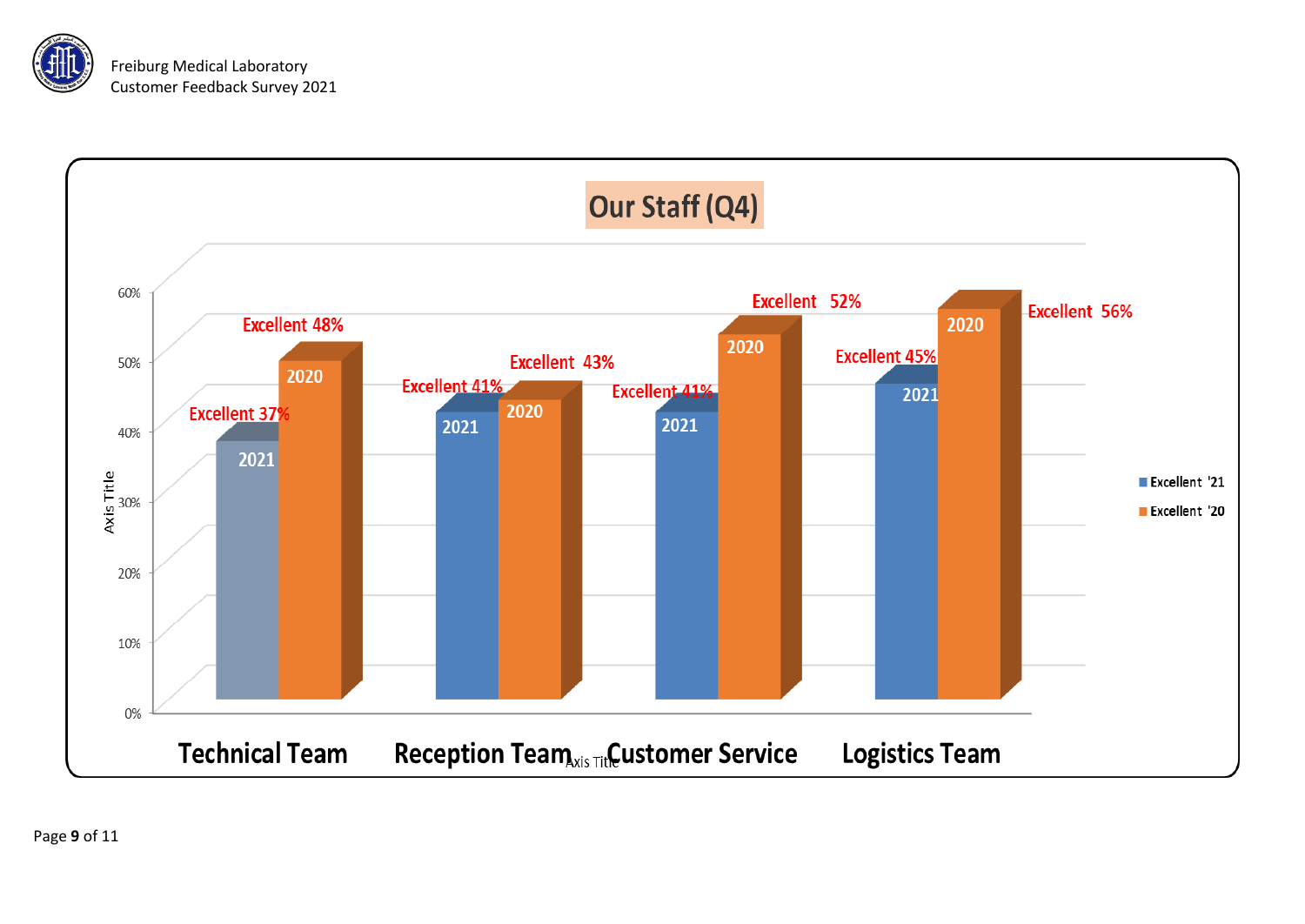## Our Staff (Q4)

Excellent 37%
Excellent 48%
Excellent 41%
Excellent 43%
Excellent 41%
Excellent 52%
Excellent 45%
Excellent 56%

2021
2020

60%
50%
40%
30%
20%
10%
0%

Axis Title

Technical Team
Reception Team
Customer Service
Logistics Team

Axis Title

Excellent '21
Excellent '20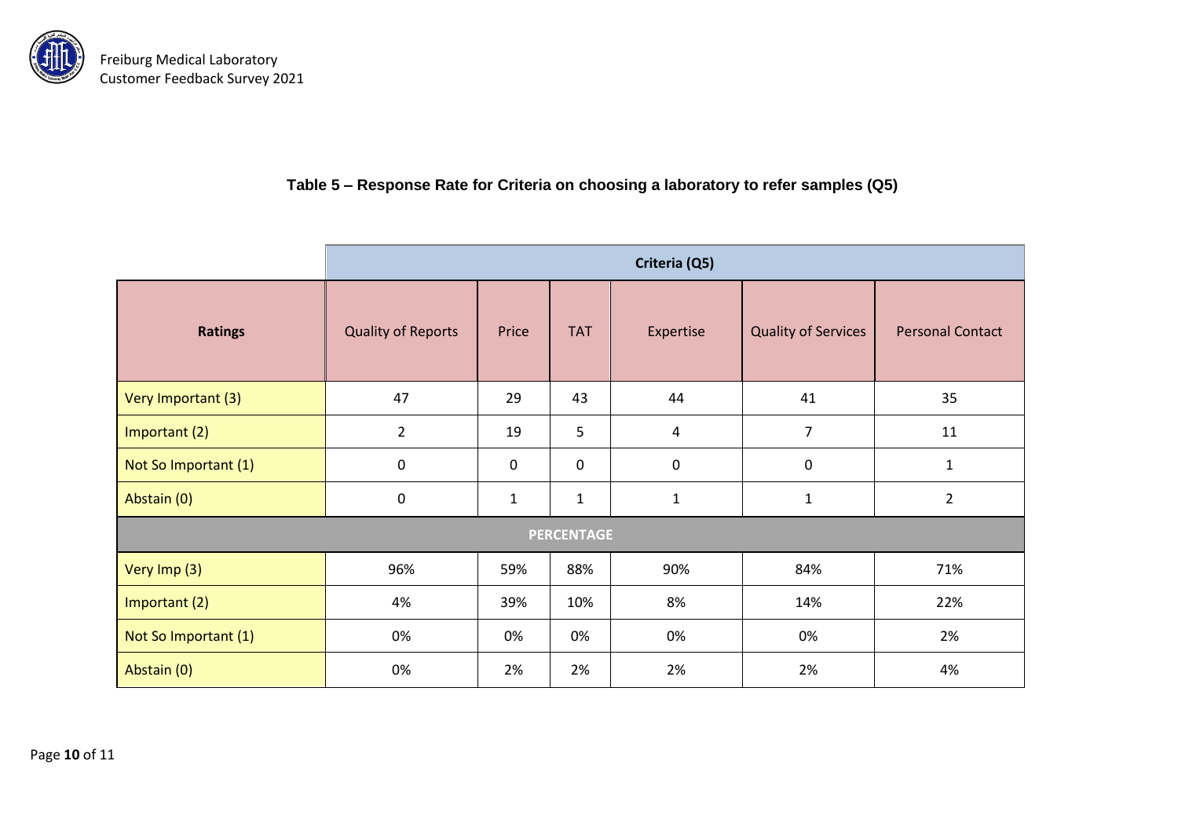**Table 5 – Response Rate for Criteria on choosing a laboratory to refer samples (Q5)**

| | Criteria (Q5) | | | | | |
|---|---|---|---|---|---|---|
| **Ratings** | Quality of Reports | Price | TAT | Expertise | Quality of Services | Personal Contact |
| Very Important (3) | 47 | 29 | 43 | 44 | 41 | 35 |
| Important (2) | 2 | 19 | 5 | 4 | 7 | 11 |
| Not So Important (1) | 0 | 0 | 0 | 0 | 0 | 1 |
| Abstain (0) | 0 | 1 | 1 | 1 | 1 | 2 |
| **PERCENTAGE** | | | | | | |
| Very Imp (3) | 96% | 59% | 88% | 90% | 84% | 71% |
| Important (2) | 4% | 39% | 10% | 8% | 14% | 22% |
| Not So Important (1) | 0% | 0% | 0% | 0% | 0% | 2% |
| Abstain (0) | 0% | 2% | 2% | 2% | 2% | 4% |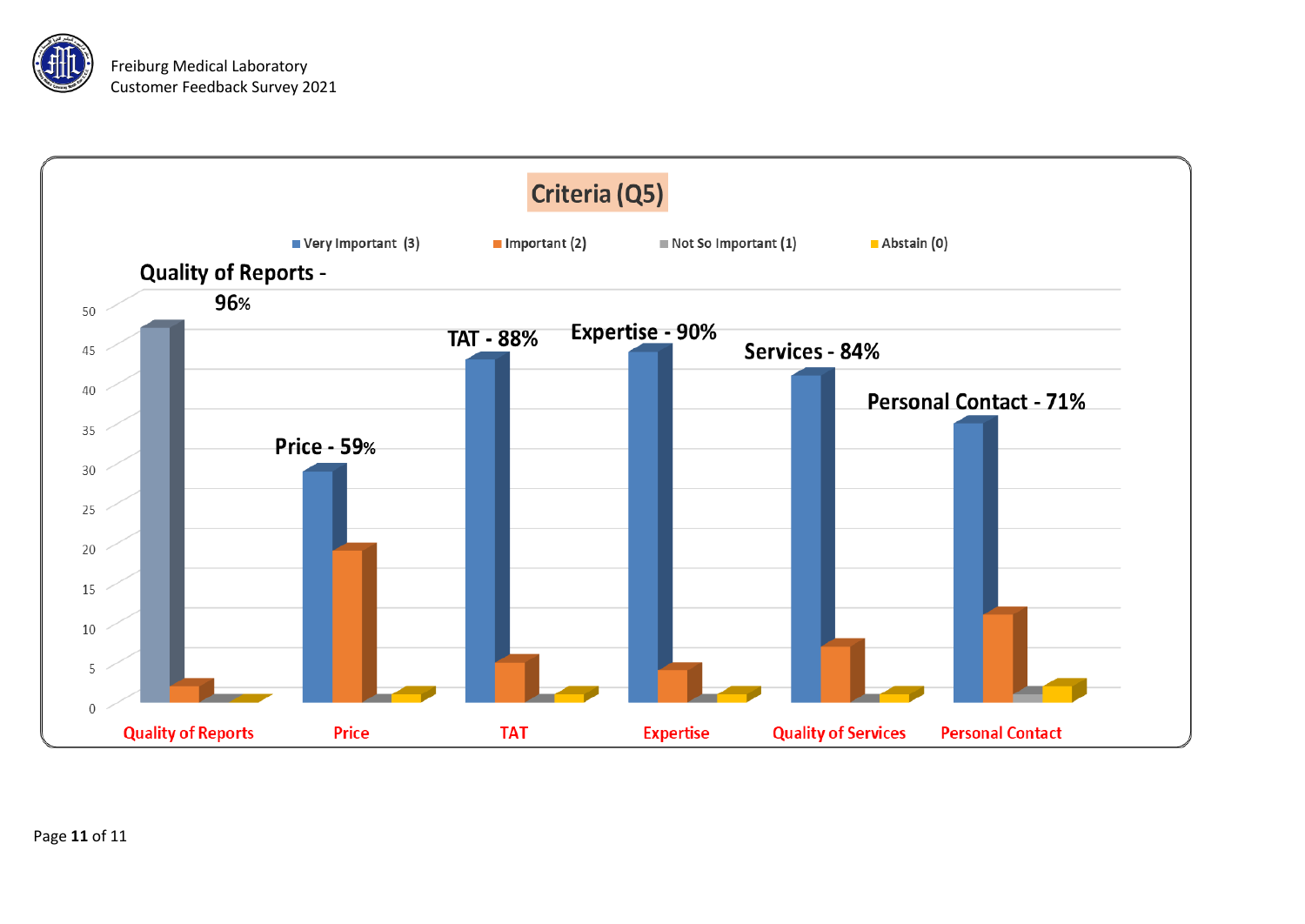Criteria (Q5)

Very Important (3)
Important (2)
Not So Important (1)
Abstain (0)

Quality of Reports - 96%
Price - 59%
TAT - 88%
Expertise - 90%
Services - 84%
Personal Contact - 71%

50
45
40
35
30
25
20
15
10
5
0

Quality of Reports
Price
TAT
Expertise
Quality of Services
Personal Contact